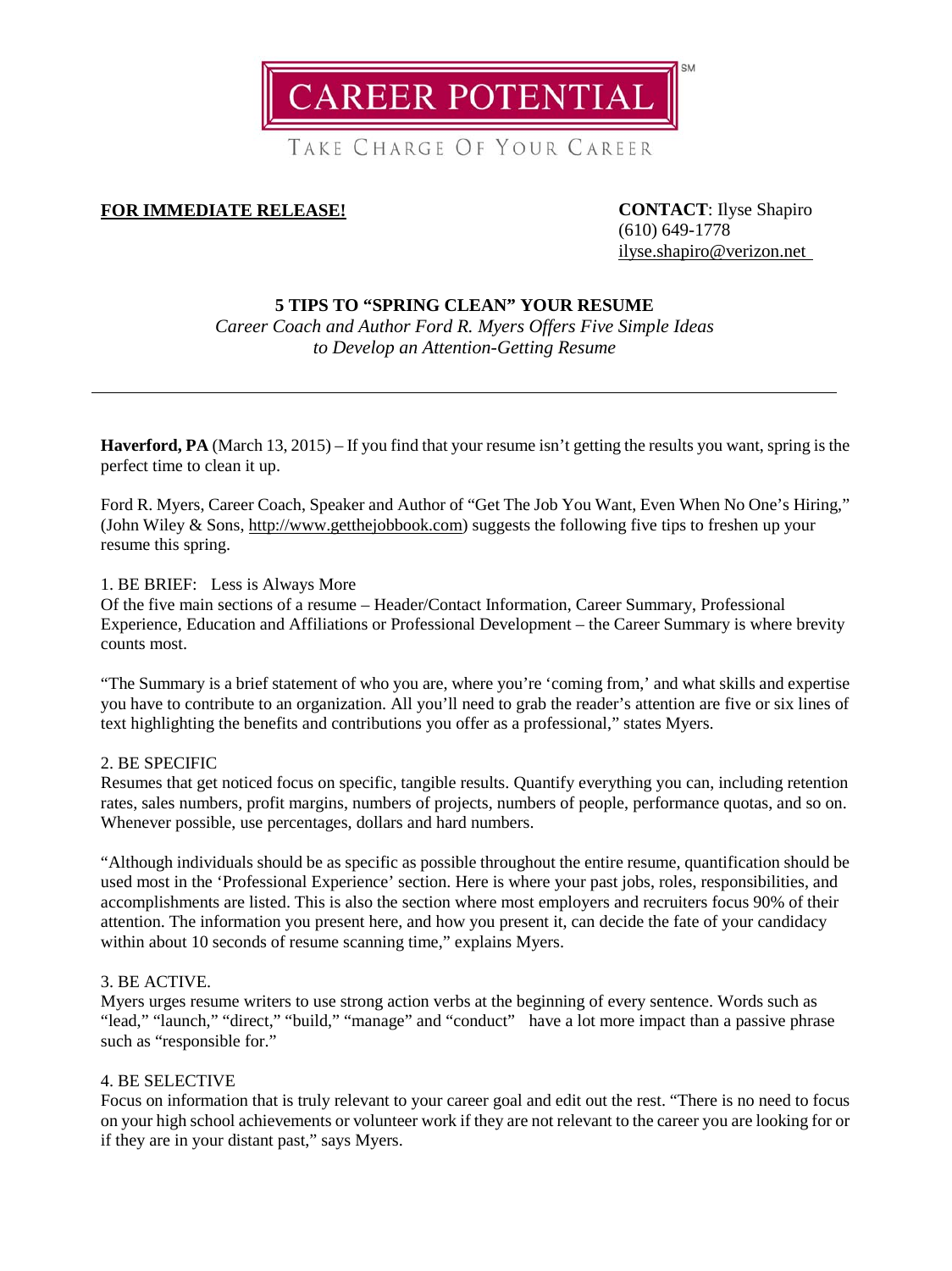CAREER POTENTIAL[SM]

TAKE CHARGE OF YOUR CAREER

**FOR IMMEDIATE RELEASE!**

**CONTACT**: Ilyse Shapiro
(610) 649-1778
ilyse.shapiro@verizon.net

# 5 TIPS TO "SPRING CLEAN" YOUR RESUME

*Career Coach and Author Ford R. Myers Offers Five Simple Ideas to Develop an Attention-Getting Resume*

---

**Haverford, PA** (March 13, 2015) – If you find that your resume isn't getting the results you want, spring is the perfect time to clean it up.

Ford R. Myers, Career Coach, Speaker and Author of "Get The Job You Want, Even When No One's Hiring," (John Wiley & Sons, http://www.getthejobbook.com) suggests the following five tips to freshen up your resume this spring.

1. BE BRIEF: Less is Always More
Of the five main sections of a resume – Header/Contact Information, Career Summary, Professional Experience, Education and Affiliations or Professional Development – the Career Summary is where brevity counts most.

"The Summary is a brief statement of who you are, where you're 'coming from,' and what skills and expertise you have to contribute to an organization. All you'll need to grab the reader's attention are five or six lines of text highlighting the benefits and contributions you offer as a professional," states Myers.

2. BE SPECIFIC
Resumes that get noticed focus on specific, tangible results. Quantify everything you can, including retention rates, sales numbers, profit margins, numbers of projects, numbers of people, performance quotas, and so on. Whenever possible, use percentages, dollars and hard numbers.

"Although individuals should be as specific as possible throughout the entire resume, quantification should be used most in the 'Professional Experience' section. Here is where your past jobs, roles, responsibilities, and accomplishments are listed. This is also the section where most employers and recruiters focus 90% of their attention. The information you present here, and how you present it, can decide the fate of your candidacy within about 10 seconds of resume scanning time," explains Myers.

3. BE ACTIVE.
Myers urges resume writers to use strong action verbs at the beginning of every sentence. Words such as "lead," "launch," "direct," "build," "manage" and "conduct" have a lot more impact than a passive phrase such as "responsible for."

4. BE SELECTIVE
Focus on information that is truly relevant to your career goal and edit out the rest. "There is no need to focus on your high school achievements or volunteer work if they are not relevant to the career you are looking for or if they are in your distant past," says Myers.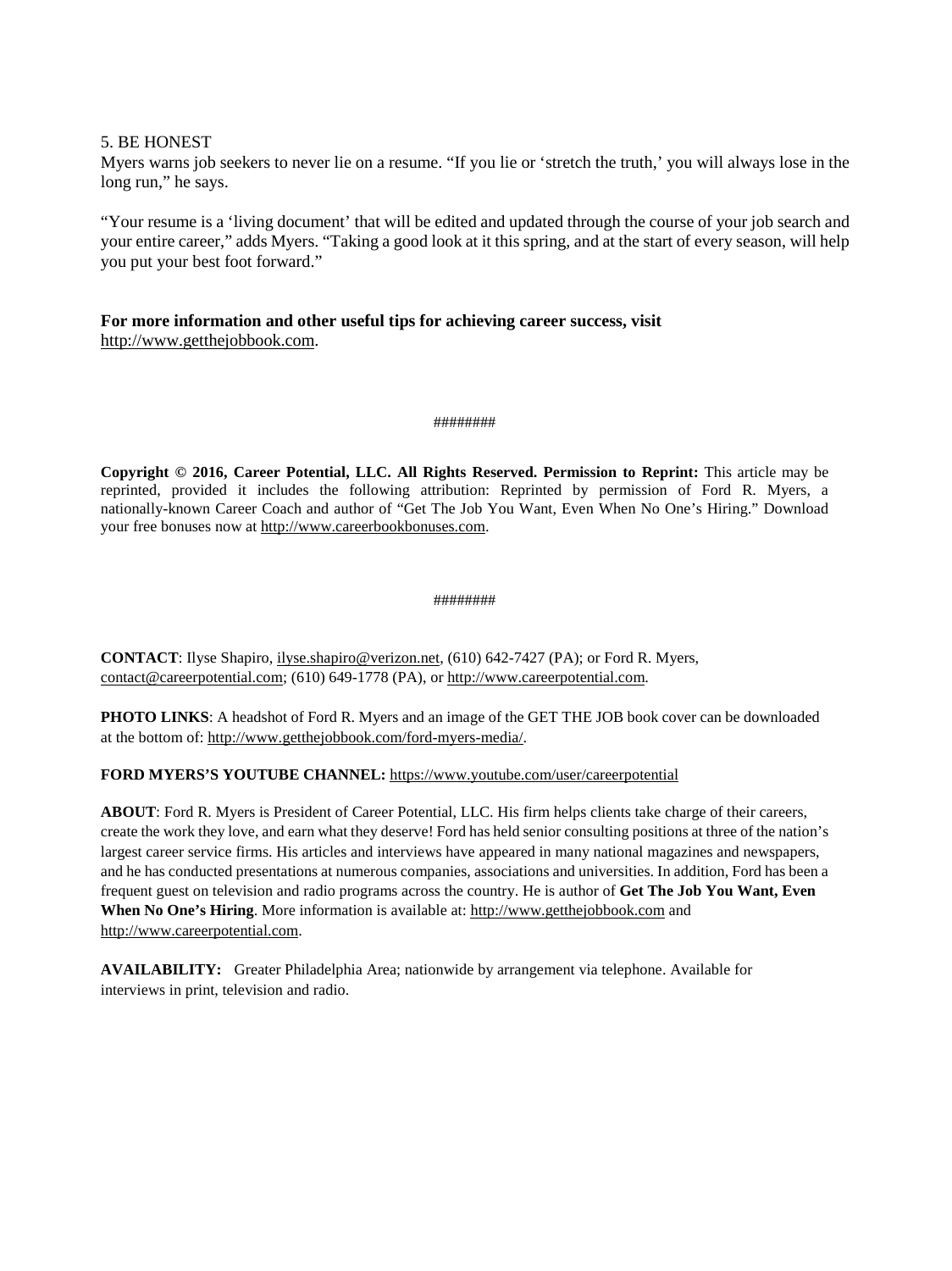5. BE HONEST

Myers warns job seekers to never lie on a resume. "If you lie or 'stretch the truth,' you will always lose in the long run," he says.

"Your resume is a 'living document' that will be edited and updated through the course of your job search and your entire career," adds Myers. "Taking a good look at it this spring, and at the start of every season, will help you put your best foot forward."

**For more information and other useful tips for achieving career success, visit** http://www.getthejobbook.com.

########

**Copyright © 2016, Career Potential, LLC. All Rights Reserved. Permission to Reprint:** This article may be reprinted, provided it includes the following attribution: Reprinted by permission of Ford R. Myers, a nationally-known Career Coach and author of "Get The Job You Want, Even When No One's Hiring." Download your free bonuses now at http://www.careerbookbonuses.com.

########

**CONTACT**: Ilyse Shapiro, ilyse.shapiro@verizon.net, (610) 642-7427 (PA); or Ford R. Myers, contact@careerpotential.com; (610) 649-1778 (PA), or http://www.careerpotential.com.

**PHOTO LINKS**: A headshot of Ford R. Myers and an image of the GET THE JOB book cover can be downloaded at the bottom of: http://www.getthejobbook.com/ford-myers-media/.

**FORD MYERS'S YOUTUBE CHANNEL:** https://www.youtube.com/user/careerpotential

**ABOUT**: Ford R. Myers is President of Career Potential, LLC. His firm helps clients take charge of their careers, create the work they love, and earn what they deserve! Ford has held senior consulting positions at three of the nation's largest career service firms. His articles and interviews have appeared in many national magazines and newspapers, and he has conducted presentations at numerous companies, associations and universities. In addition, Ford has been a frequent guest on television and radio programs across the country. He is author of **Get The Job You Want, Even When No One's Hiring**. More information is available at: http://www.getthejobbook.com and http://www.careerpotential.com.

**AVAILABILITY:** Greater Philadelphia Area; nationwide by arrangement via telephone. Available for interviews in print, television and radio.